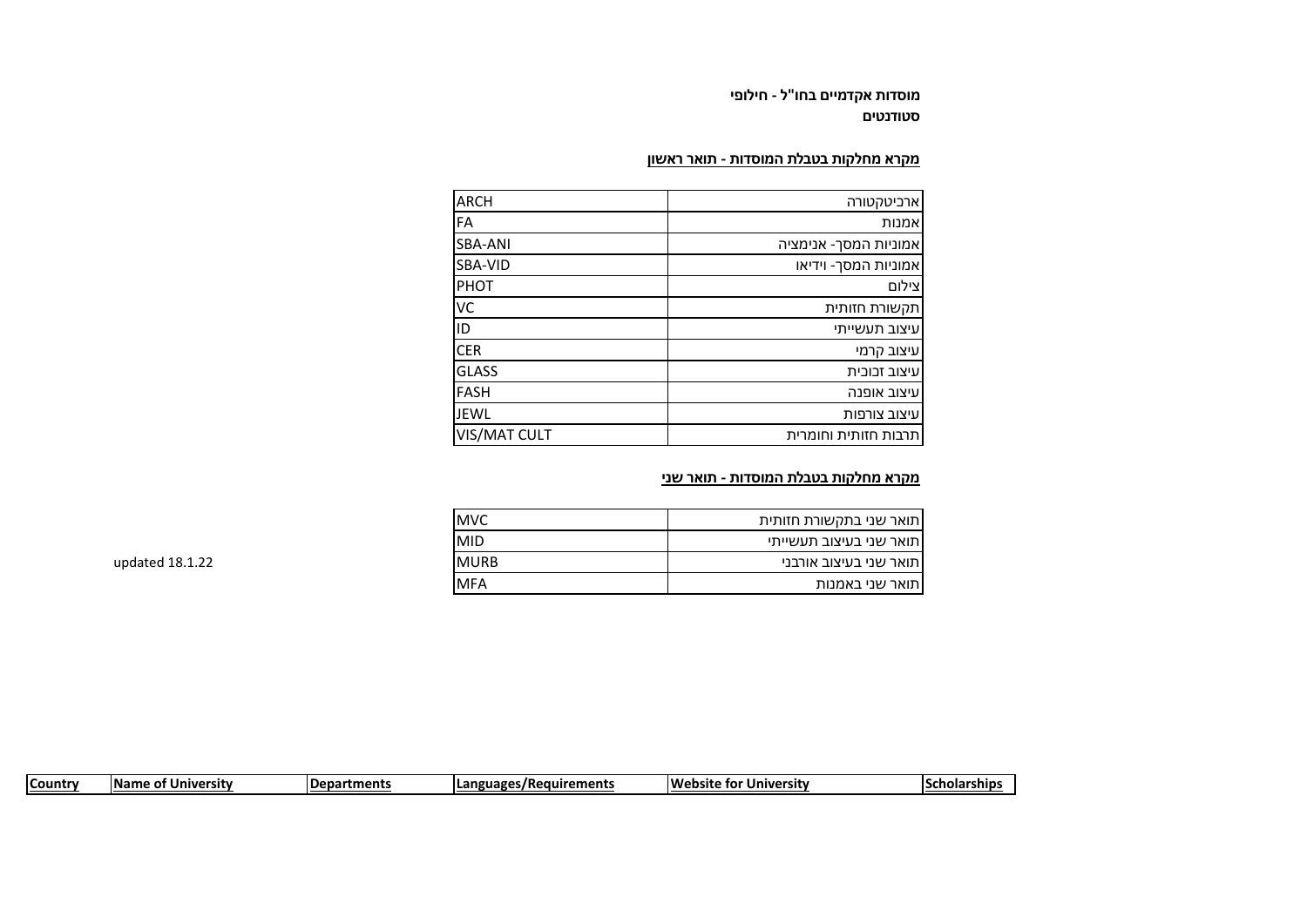**מוסדות אקדמיים בחו"ל - חילופי סטודנטים**

**מקרא מחלקות בטבלת המוסדות - תואר ראשון**

| | |
|---|---|
| ARCH | ארכיטקטורה |
| FA | אמנות |
| SBA-ANI | אמוניות המסך- אנימציה |
| SBA-VID | אמוניות המסך- וידיאו |
| PHOT | צילום |
| VC | תקשורת חזותית |
| ID | עיצוב תעשייתי |
| CER | עיצוב קרמי |
| GLASS | עיצוב זכוכית |
| FASH | עיצוב אופנה |
| JEWL | עיצוב צורפות |
| VIS/MAT CULT | תרבות חזותית וחומרית |

**מקרא מחלקות בטבלת המוסדות - תואר שני**

| | |
|---|---|
| MVC | תואר שני בתקשורת חזותית |
| MID | תואר שני בעיצוב תעשייתי |
| MURB | תואר שני בעיצוב אורבני |
| MFA | תואר שני באמנות |

updated 18.1.22

| Country | Name of University | Departments | Languages/Requirements | Website for University | Scholarships |
|---|---|---|---|---|---|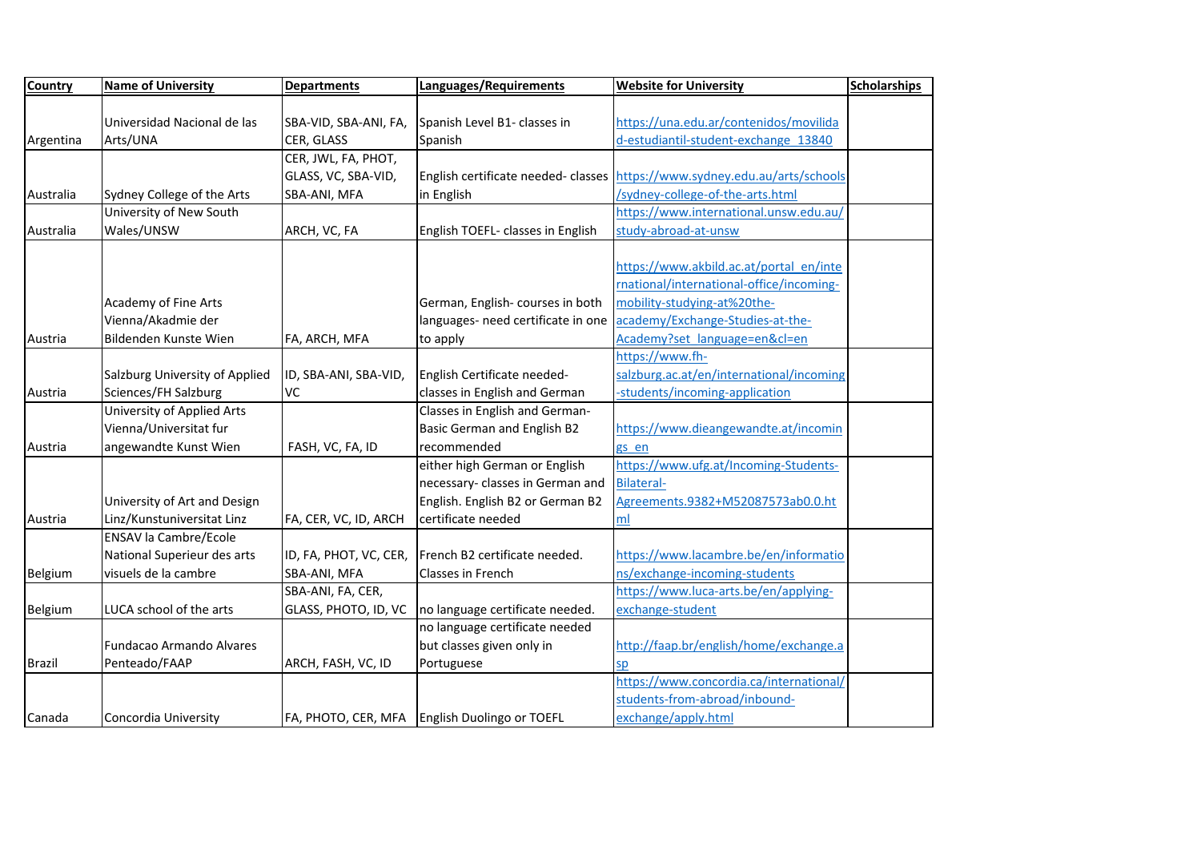| Country | Name of University | Departments | Languages/Requirements | Website for University | Scholarships |
|---|---|---|---|---|---|
| Argentina | Universidad Nacional de las Arts/UNA | SBA-VID, SBA-ANI, FA, CER, GLASS | Spanish Level B1- classes in Spanish | https://una.edu.ar/contenidos/movilidad-estudiantil-student-exchange_13840 | |
| Australia | Sydney College of the Arts | CER, JWL, FA, PHOT, GLASS, VC, SBA-VID, SBA-ANI, MFA | English certificate needed- classes in English | https://www.sydney.edu.au/arts/schools/sydney-college-of-the-arts.html | |
| Australia | University of New South Wales/UNSW | ARCH, VC, FA | English TOEFL- classes in English | https://www.international.unsw.edu.au/study-abroad-at-unsw | |
| Austria | Academy of Fine Arts Vienna/Akadmie der Bildenden Kunste Wien | FA, ARCH, MFA | German, English- courses in both languages- need certificate in one to apply | https://www.akbild.ac.at/portal_en/international/international-office/incoming-mobility-studying-at%20the-academy/Exchange-Studies-at-the-Academy?set_language=en&cl=en | |
| Austria | Salzburg University of Applied Sciences/FH Salzburg | ID, SBA-ANI, SBA-VID, VC | English Certificate needed- classes in English and German | https://www.fh-salzburg.ac.at/en/international/incoming-students/incoming-application | |
| Austria | University of Applied Arts Vienna/Universitat fur angewandte Kunst Wien | FASH, VC, FA, ID | Classes in English and German- Basic German and English B2 recommended | https://www.dieangewandte.at/incomings_en | |
| Austria | University of Art and Design Linz/Kunstuniversitat Linz | FA, CER, VC, ID, ARCH | either high German or English necessary- classes in German and English. English B2 or German B2 certificate needed | https://www.ufg.at/Incoming-Students-Bilateral-Agreements.9382+M52087573ab0.0.html | |
| Belgium | ENSAV la Cambre/Ecole National Superieur des arts visuels de la cambre | ID, FA, PHOT, VC, CER, SBA-ANI, MFA | French B2 certificate needed. Classes in French | https://www.lacambre.be/en/informations/exchange-incoming-students | |
| Belgium | LUCA school of the arts | SBA-ANI, FA, CER, GLASS, PHOTO, ID, VC | no language certificate needed. | https://www.luca-arts.be/en/applying-exchange-student | |
| Brazil | Fundacao Armando Alvares Penteado/FAAP | ARCH, FASH, VC, ID | no language certificate needed but classes given only in Portuguese | http://faap.br/english/home/exchange.asp | |
| Canada | Concordia University | FA, PHOTO, CER, MFA | English Duolingo or TOEFL | https://www.concordia.ca/international/students-from-abroad/inbound-exchange/apply.html | |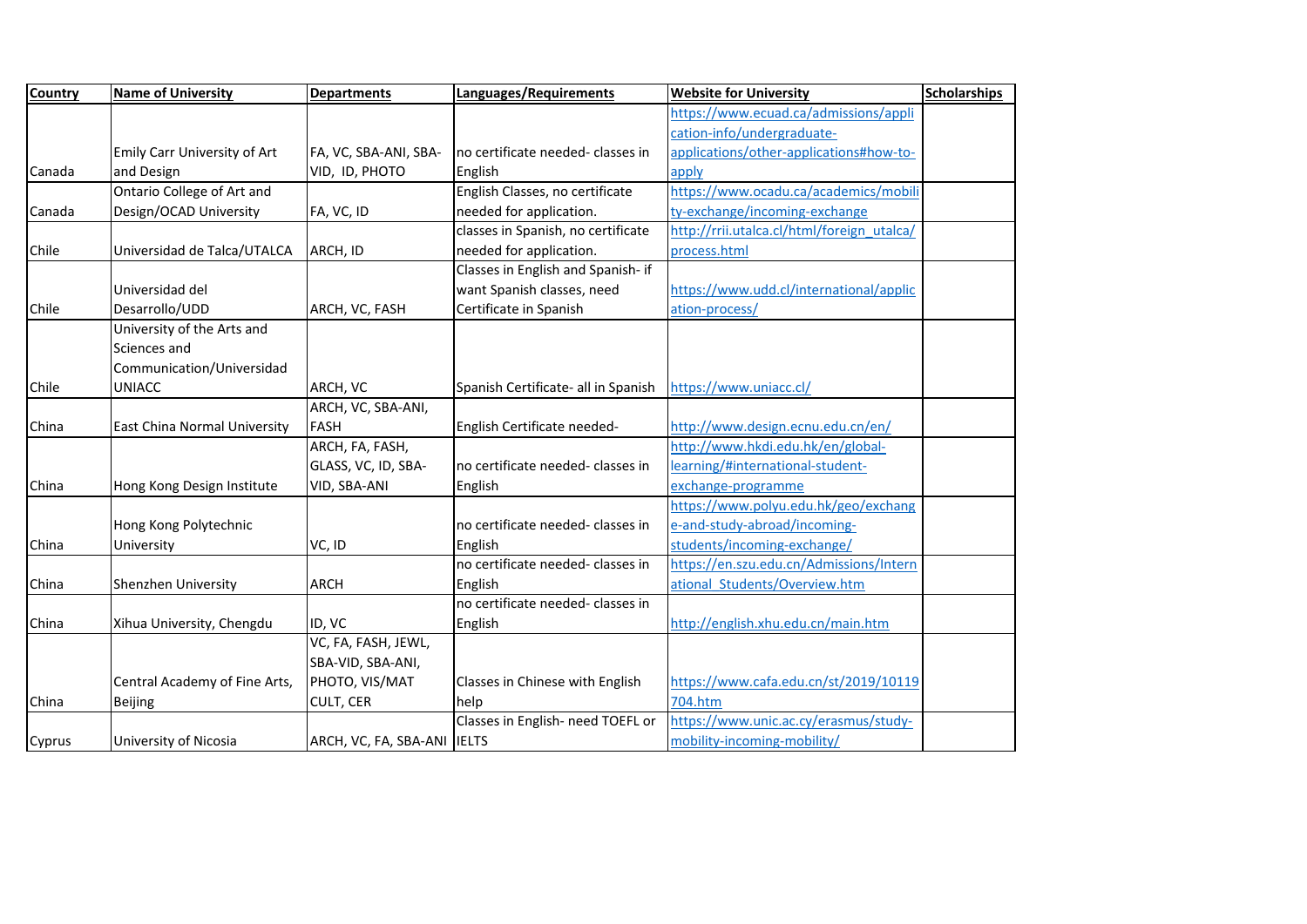| Country | Name of University | Departments | Languages/Requirements | Website for University | Scholarships |
|---|---|---|---|---|---|
| Canada | Emily Carr University of Art and Design | FA, VC, SBA-ANI, SBA-VID, ID, PHOTO | no certificate needed- classes in English | https://www.ecuad.ca/admissions/application-info/undergraduate-applications/other-applications#how-to-apply | |
| Canada | Ontario College of Art and Design/OCAD University | FA, VC, ID | English Classes, no certificate needed for application. | https://www.ocadu.ca/academics/mobility-exchange/incoming-exchange | |
| Chile | Universidad de Talca/UTALCA | ARCH, ID | classes in Spanish, no certificate needed for application. | http://rrii.utalca.cl/html/foreign_utalca/process.html | |
| Chile | Universidad del Desarrollo/UDD | ARCH, VC, FASH | Classes in English and Spanish- if want Spanish classes, need Certificate in Spanish | https://www.udd.cl/international/application-process/ | |
| Chile | University of the Arts and Sciences and Communication/Universidad UNIACC | ARCH, VC | Spanish Certificate- all in Spanish | https://www.uniacc.cl/ | |
| China | East China Normal University | ARCH, VC, SBA-ANI, FASH | English Certificate needed- | http://www.design.ecnu.edu.cn/en/ | |
| China | Hong Kong Design Institute | ARCH, FA, FASH, GLASS, VC, ID, SBA-VID, SBA-ANI | no certificate needed- classes in English | http://www.hkdi.edu.hk/en/global-learning/#international-student-exchange-programme | |
| China | Hong Kong Polytechnic University | VC, ID | no certificate needed- classes in English | https://www.polyu.edu.hk/geo/exchange-and-study-abroad/incoming-students/incoming-exchange/ | |
| China | Shenzhen University | ARCH | no certificate needed- classes in English | https://en.szu.edu.cn/Admissions/International_Students/Overview.htm | |
| China | Xihua University, Chengdu | ID, VC | no certificate needed- classes in English | http://english.xhu.edu.cn/main.htm | |
| China | Central Academy of Fine Arts, Beijing | VC, FA, FASH, JEWL, SBA-VID, SBA-ANI, PHOTO, VIS/MAT CULT, CER | Classes in Chinese with English help | https://www.cafa.edu.cn/st/2019/10119704.htm | |
| Cyprus | University of Nicosia | ARCH, VC, FA, SBA-ANI | Classes in English- need TOEFL or IELTS | https://www.unic.ac.cy/erasmus/study-mobility-incoming-mobility/ | |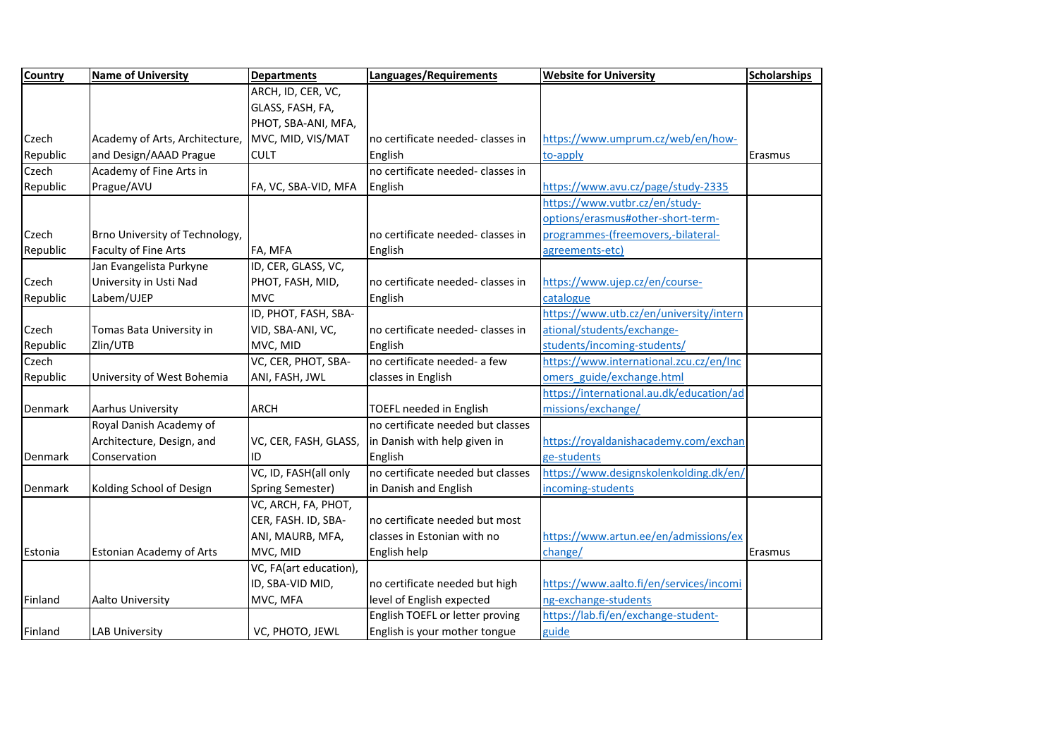| Country | Name of University | Departments | Languages/Requirements | Website for University | Scholarships |
|---|---|---|---|---|---|
| Czech Republic | Academy of Arts, Architecture, and Design/AAAD Prague | ARCH, ID, CER, VC, GLASS, FASH, FA, PHOT, SBA-ANI, MFA, MVC, MID, VIS/MAT CULT | no certificate needed- classes in English | https://www.umprum.cz/web/en/how-to-apply | Erasmus |
| Czech Republic | Academy of Fine Arts in Prague/AVU | FA, VC, SBA-VID, MFA | no certificate needed- classes in English | https://www.avu.cz/page/study-2335 | |
| Czech Republic | Brno University of Technology, Faculty of Fine Arts | FA, MFA | no certificate needed- classes in English | https://www.vutbr.cz/en/study-options/erasmus#other-short-term-programmes-(freemovers,-bilateral-agreements-etc) | |
| Czech Republic | Jan Evangelista Purkyne University in Usti Nad Labem/UJEP | ID, CER, GLASS, VC, PHOT, FASH, MID, MVC | no certificate needed- classes in English | https://www.ujep.cz/en/course-catalogue | |
| Czech Republic | Tomas Bata University in Zlin/UTB | ID, PHOT, FASH, SBA-VID, SBA-ANI, VC, MVC, MID | no certificate needed- classes in English | https://www.utb.cz/en/university/international/students/exchange-students/incoming-students/ | |
| Czech Republic | University of West Bohemia | VC, CER, PHOT, SBA-ANI, FASH, JWL | no certificate needed- a few classes in English | https://www.international.zcu.cz/en/Incomers_guide/exchange.html | |
| Denmark | Aarhus University | ARCH | TOEFL needed in English | https://international.au.dk/education/admissions/exchange/ | |
| Denmark | Royal Danish Academy of Architecture, Design, and Conservation | VC, CER, FASH, GLASS, ID | no certificate needed but classes in Danish with help given in English | https://royaldanishacademy.com/exchange-students | |
| Denmark | Kolding School of Design | VC, ID, FASH(all only Spring Semester) | no certificate needed but classes in Danish and English | https://www.designskolenkolding.dk/en/incoming-students | |
| Estonia | Estonian Academy of Arts | VC, ARCH, FA, PHOT, CER, FASH. ID, SBA-ANI, MAURB, MFA, MVC, MID | no certificate needed but most classes in Estonian with no English help | https://www.artun.ee/en/admissions/exchange/ | Erasmus |
| Finland | Aalto University | VC, FA(art education), ID, SBA-VID MID, MVC, MFA | no certificate needed but high level of English expected | https://www.aalto.fi/en/services/incoming-exchange-students | |
| Finland | LAB University | VC, PHOTO, JEWL | English TOEFL or letter proving English is your mother tongue | https://lab.fi/en/exchange-student-guide | |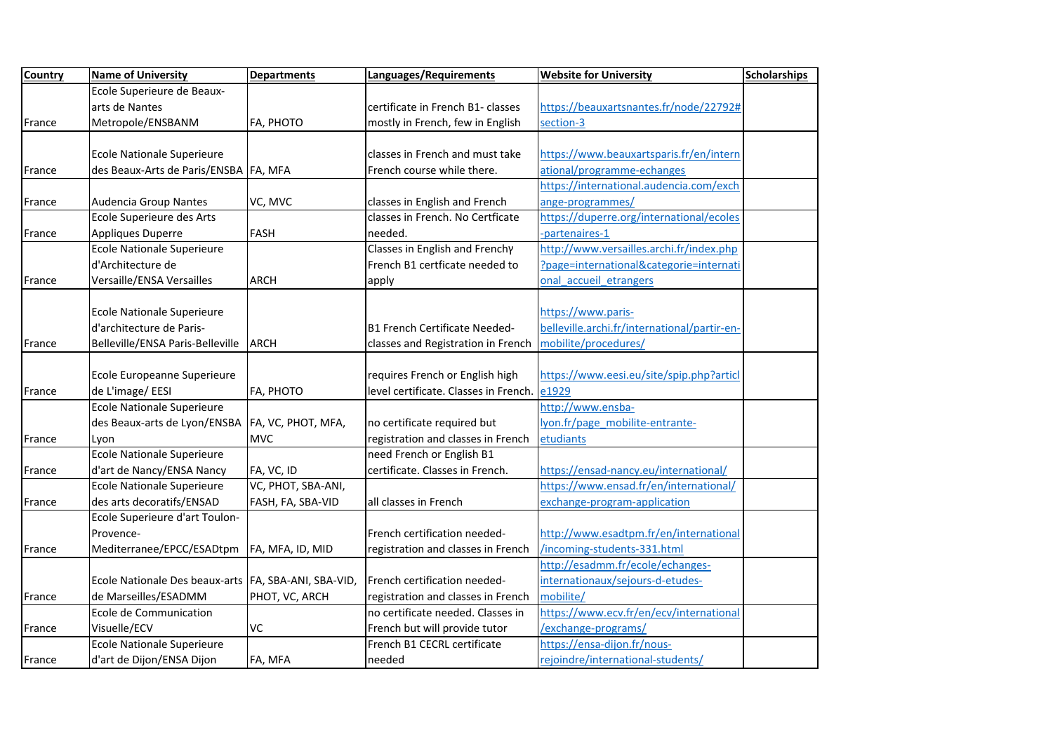| Country | Name of University | Departments | Languages/Requirements | Website for University | Scholarships |
|---|---|---|---|---|---|
| France | Ecole Superieure de Beaux-arts de Nantes Metropole/ENSBANM | FA, PHOTO | certificate in French B1- classes mostly in French, few in English | https://beauxartsnantes.fr/node/22792#section-3 | |
| France | Ecole Nationale Superieure des Beaux-Arts de Paris/ENSBA | FA, MFA | classes in French and must take French course while there. | https://www.beauxartsparis.fr/en/international/programme-echanges | |
| France | Audencia Group Nantes | VC, MVC | classes in English and French | https://international.audencia.com/exchange-programmes/ | |
| France | Ecole Superieure des Arts Appliques Duperre | FASH | classes in French. No Certficate needed. | https://duperre.org/international/ecoles-partenaires-1 | |
| France | Ecole Nationale Superieure d'Architecture de Versaille/ENSA Versailles | ARCH | Classes in English and Frenchy French B1 certficate needed to apply | http://www.versailles.archi.fr/index.php?page=international&categorie=international_accueil_etrangers | |
| France | Ecole Nationale Superieure d'architecture de Paris-Belleville/ENSA Paris-Belleville | ARCH | B1 French Certificate Needed- classes and Registration in French | https://www.paris-belleville.archi.fr/international/partir-en-mobilite/procedures/ | |
| France | Ecole Europeanne Superieure de L'image/ EESI | FA, PHOTO | requires French or English high level certificate. Classes in French. | https://www.eesi.eu/site/spip.php?article1929 | |
| France | Ecole Nationale Superieure des Beaux-arts de Lyon/ENSBA Lyon | FA, VC, PHOT, MFA, MVC | no certificate required but registration and classes in French | http://www.ensba-lyon.fr/page_mobilite-entrante-etudiants | |
| France | Ecole Nationale Superieure d'art de Nancy/ENSA Nancy | FA, VC, ID | need French or English B1 certificate. Classes in French. | https://ensad-nancy.eu/international/ | |
| France | Ecole Nationale Superieure des arts decoratifs/ENSAD | VC, PHOT, SBA-ANI, FASH, FA, SBA-VID | all classes in French | https://www.ensad.fr/en/international/exchange-program-application | |
| France | Ecole Superieure d'art Toulon-Provence-Mediterranee/EPCC/ESADtpm | FA, MFA, ID, MID | French certification needed- registration and classes in French | http://www.esadtpm.fr/en/international/incoming-students-331.html | |
| France | Ecole Nationale Des beaux-arts de Marseilles/ESADMM | FA, SBA-ANI, SBA-VID, PHOT, VC, ARCH | French certification needed- registration and classes in French | http://esadmm.fr/ecole/echanges-internationaux/sejours-d-etudes-mobilite/ | |
| France | Ecole de Communication Visuelle/ECV | VC | no certificate needed. Classes in French but will provide tutor | https://www.ecv.fr/en/ecv/international/exchange-programs/ | |
| France | Ecole Nationale Superieure d'art de Dijon/ENSA Dijon | FA, MFA | French B1 CECRL certificate needed | https://ensa-dijon.fr/nous-rejoindre/international-students/ | |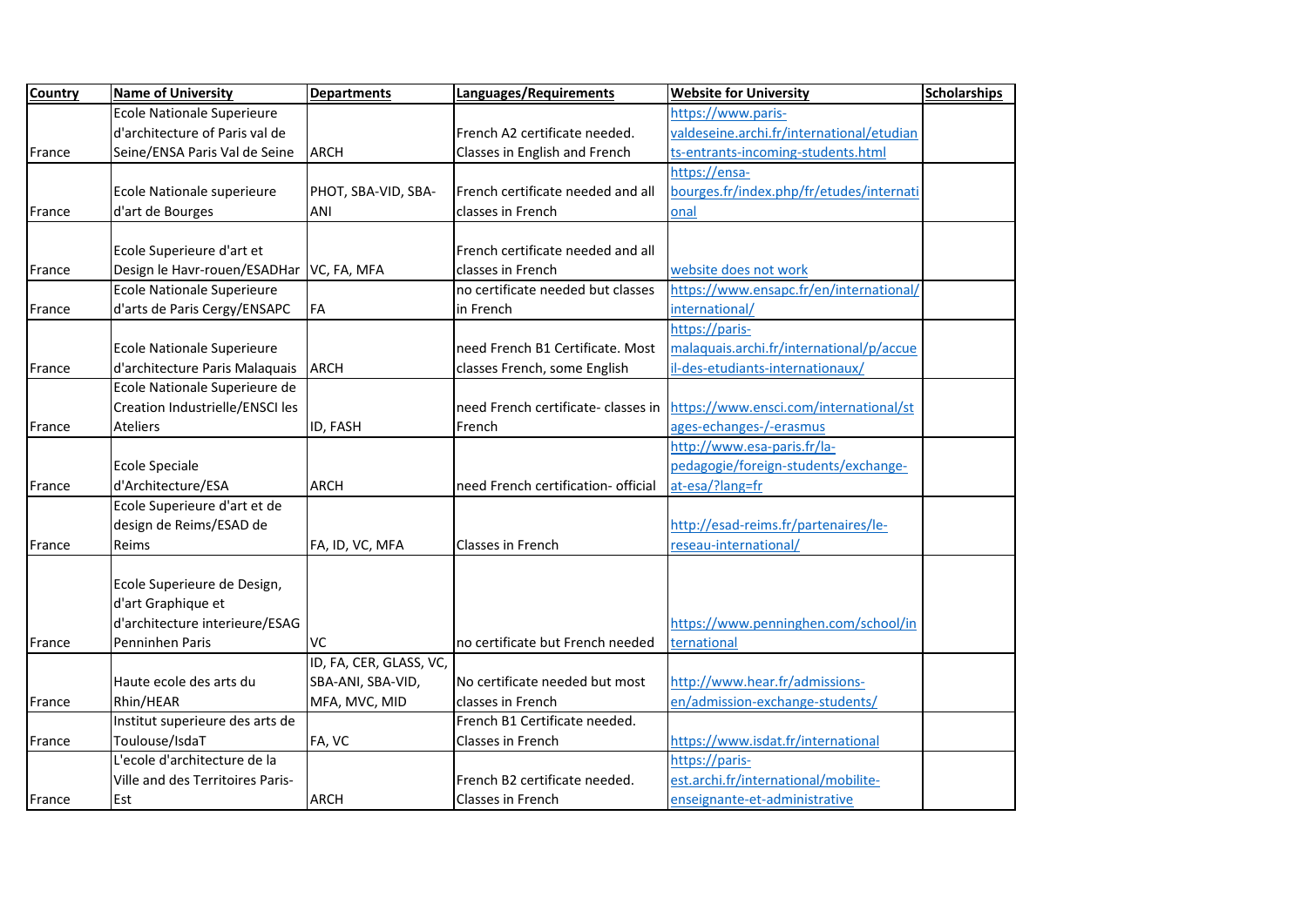| Country | Name of University | Departments | Languages/Requirements | Website for University | Scholarships |
|---|---|---|---|---|---|
| France | Ecole Nationale Superieure d'architecture of Paris val de Seine/ENSA Paris Val de Seine | ARCH | French A2 certificate needed. Classes in English and French | https://www.paris-valdeseine.archi.fr/international/etudiants-entrants-incoming-students.html | |
| France | Ecole Nationale superieure d'art de Bourges | PHOT, SBA-VID, SBA-ANI | French certificate needed and all classes in French | https://ensa-bourges.fr/index.php/fr/etudes/international | |
| France | Ecole Superieure d'art et Design le Havr-rouen/ESADHar | VC, FA, MFA | French certificate needed and all classes in French | website does not work | |
| France | Ecole Nationale Superieure d'arts de Paris Cergy/ENSAPC | FA | no certificate needed but classes in French | https://www.ensapc.fr/en/international/international/ | |
| France | Ecole Nationale Superieure d'architecture Paris Malaquais | ARCH | need French B1 Certificate. Most classes French, some English | https://paris-malaquais.archi.fr/international/p/accueil-des-etudiants-internationaux/ | |
| France | Ecole Nationale Superieure de Creation Industrielle/ENSCI les Ateliers | ID, FASH | need French certificate- classes in French | https://www.ensci.com/international/stages-echanges-/-erasmus | |
| France | Ecole Speciale d'Architecture/ESA | ARCH | need French certification- official | http://www.esa-paris.fr/la-pedagogie/foreign-students/exchange-at-esa/?lang=fr | |
| France | Ecole Superieure d'art et de design de Reims/ESAD de Reims | FA, ID, VC, MFA | Classes in French | http://esad-reims.fr/partenaires/le-reseau-international/ | |
| France | Ecole Superieure de Design, d'art Graphique et d'architecture interieure/ESAG Penninhen Paris | VC | no certificate but French needed | https://www.penninghen.com/school/international | |
| France | Haute ecole des arts du Rhin/HEAR | ID, FA, CER, GLASS, VC, SBA-ANI, SBA-VID, MFA, MVC, MID | No certificate needed but most classes in French | http://www.hear.fr/admissions-en/admission-exchange-students/ | |
| France | Institut superieure des arts de Toulouse/IsdaT | FA, VC | French B1 Certificate needed. Classes in French | https://www.isdat.fr/international | |
| France | L'ecole d'architecture de la Ville and des Territoires Paris-Est | ARCH | French B2 certificate needed. Classes in French | https://paris-est.archi.fr/international/mobilite-enseignante-et-administrative | |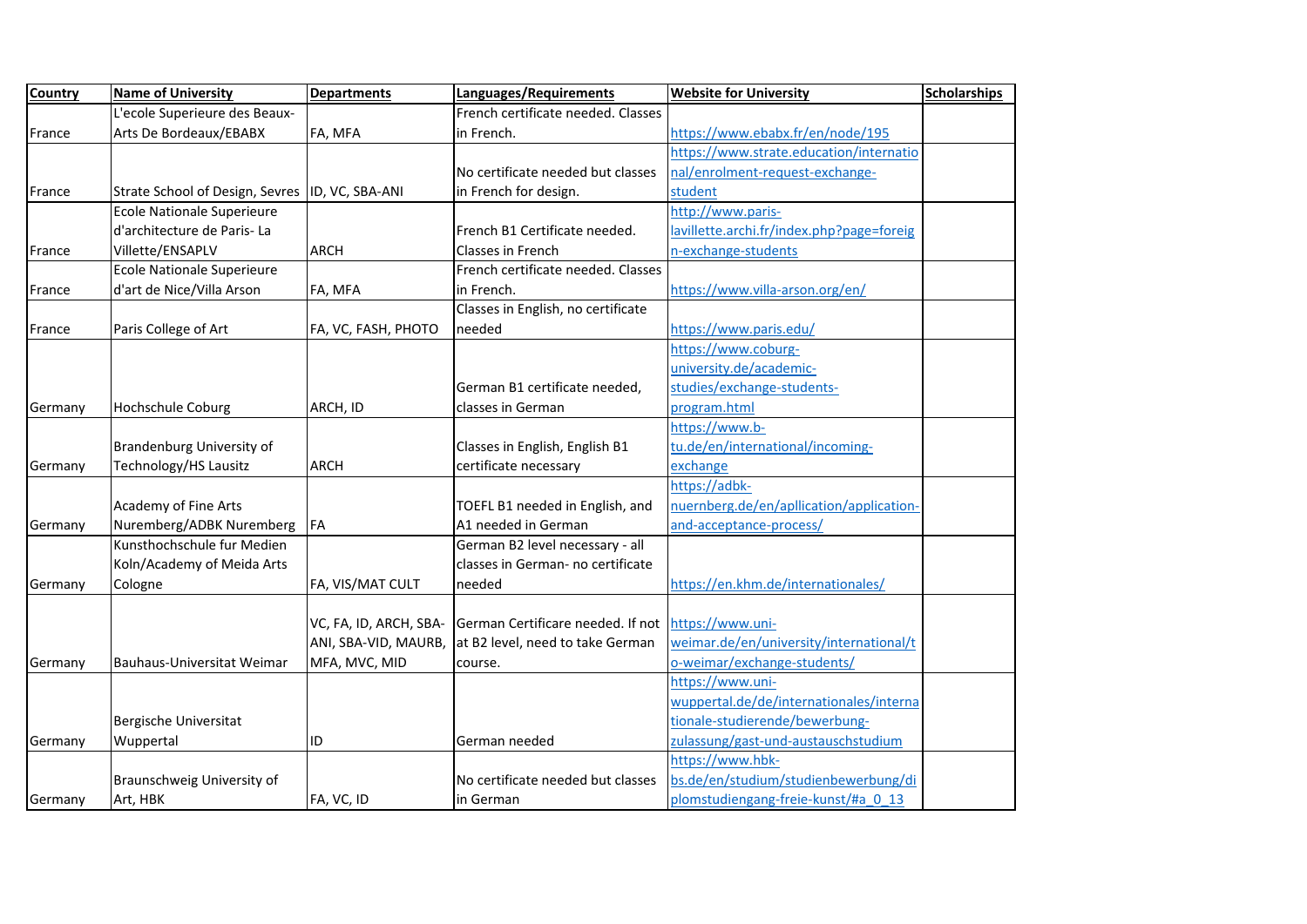| Country | Name of University | Departments | Languages/Requirements | Website for University | Scholarships |
|---|---|---|---|---|---|
| France | L'ecole Superieure des Beaux-Arts De Bordeaux/EBABX | FA, MFA | French certificate needed. Classes in French. | https://www.ebabx.fr/en/node/195 | |
| France | Strate School of Design, Sevres | ID, VC, SBA-ANI | No certificate needed but classes in French for design. | https://www.strate.education/international/enrolment-request-exchange-student | |
| France | Ecole Nationale Superieure d'architecture de Paris- La Villette/ENSAPLV | ARCH | French B1 Certificate needed. Classes in French | http://www.paris-lavillette.archi.fr/index.php?page=foreign-exchange-students | |
| France | Ecole Nationale Superieure d'art de Nice/Villa Arson | FA, MFA | French certificate needed. Classes in French. | https://www.villa-arson.org/en/ | |
| France | Paris College of Art | FA, VC, FASH, PHOTO | Classes in English, no certificate needed | https://www.paris.edu/ | |
| Germany | Hochschule Coburg | ARCH, ID | German B1 certificate needed, classes in German | https://www.coburg-university.de/academic-studies/exchange-students-program.html | |
| Germany | Brandenburg University of Technology/HS Lausitz | ARCH | Classes in English, English B1 certificate necessary | https://www.b-tu.de/en/international/incoming-exchange | |
| Germany | Academy of Fine Arts Nuremberg/ADBK Nuremberg | FA | TOEFL B1 needed in English, and A1 needed in German | https://adbk-nuernberg.de/en/apllication/application-and-acceptance-process/ | |
| Germany | Kunsthochschule fur Medien Koln/Academy of Meida Arts Cologne | FA, VIS/MAT CULT | German B2 level necessary - all classes in German- no certificate needed | https://en.khm.de/internationales/ | |
| Germany | Bauhaus-Universitat Weimar | VC, FA, ID, ARCH, SBA-ANI, SBA-VID, MAURB, MFA, MVC, MID | German Certificare needed. If not at B2 level, need to take German course. | https://www.uni-weimar.de/en/university/international/to-weimar/exchange-students/ | |
| Germany | Bergische Universitat Wuppertal | ID | German needed | https://www.uni-wuppertal.de/de/internationales/internationale-studierende/bewerbung-zulassung/gast-und-austauschstudium | |
| Germany | Braunschweig University of Art, HBK | FA, VC, ID | No certificate needed but classes in German | https://www.hbk-bs.de/en/studium/studienbewerbung/diplomstudiengang-freie-kunst/#a_0_13 | |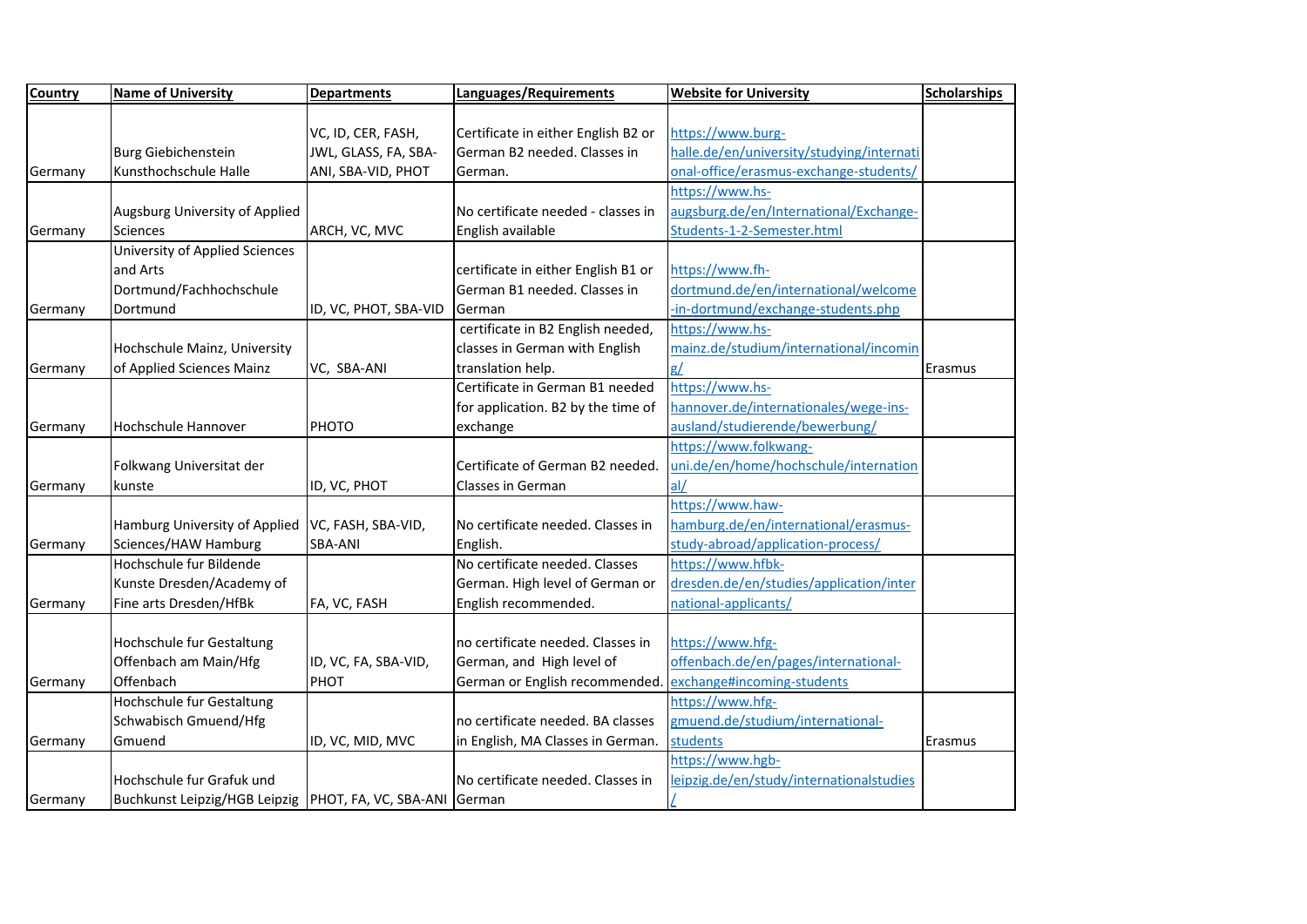| Country | Name of University | Departments | Languages/Requirements | Website for University | Scholarships |
|---|---|---|---|---|---|
| Germany | Burg Giebichenstein Kunsthochschule Halle | VC, ID, CER, FASH, JWL, GLASS, FA, SBA-ANI, SBA-VID, PHOT | Certificate in either English B2 or German B2 needed. Classes in German. | https://www.burg-halle.de/en/university/studying/international-office/erasmus-exchange-students/ | |
| Germany | Augsburg University of Applied Sciences | ARCH, VC, MVC | No certificate needed - classes in English available | https://www.hs-augsburg.de/en/International/Exchange-Students-1-2-Semester.html | |
| Germany | University of Applied Sciences and Arts Dortmund/Fachhochschule Dortmund | ID, VC, PHOT, SBA-VID | certificate in either English B1 or German B1 needed. Classes in German | https://www.fh-dortmund.de/en/international/welcome-in-dortmund/exchange-students.php | |
| Germany | Hochschule Mainz, University of Applied Sciences Mainz | VC, SBA-ANI | certificate in B2 English needed, classes in German with English translation help. | https://www.hs-mainz.de/studium/international/incoming/ | Erasmus |
| Germany | Hochschule Hannover | PHOTO | Certificate in German B1 needed for application. B2 by the time of exchange | https://www.hs-hannover.de/internationales/wege-ins-ausland/studierende/bewerbung/ | |
| Germany | Folkwang Universitat der kunste | ID, VC, PHOT | Certificate of German B2 needed. Classes in German | https://www.folkwang-uni.de/en/home/hochschule/international/ | |
| Germany | Hamburg University of Applied Sciences/HAW Hamburg | VC, FASH, SBA-VID, SBA-ANI | No certificate needed. Classes in English. | https://www.haw-hamburg.de/en/international/erasmus-study-abroad/application-process/ | |
| Germany | Hochschule fur Bildende Kunste Dresden/Academy of Fine arts Dresden/HfBk | FA, VC, FASH | No certificate needed. Classes German. High level of German or English recommended. | https://www.hfbk-dresden.de/en/studies/application/international-applicants/ | |
| Germany | Hochschule fur Gestaltung Offenbach am Main/Hfg Offenbach | ID, VC, FA, SBA-VID, PHOT | no certificate needed. Classes in German, and High level of German or English recommended. | https://www.hfg-offenbach.de/en/pages/international-exchange#incoming-students | |
| Germany | Hochschule fur Gestaltung Schwabisch Gmuend/Hfg Gmuend | ID, VC, MID, MVC | no certificate needed. BA classes in English, MA Classes in German. | https://www.hfg-gmuend.de/studium/international-students | Erasmus |
| Germany | Hochschule fur Grafuk und Buchkunst Leipzig/HGB Leipzig | PHOT, FA, VC, SBA-ANI | No certificate needed. Classes in German | https://www.hgb-leipzig.de/en/study/internationalstudies/ | |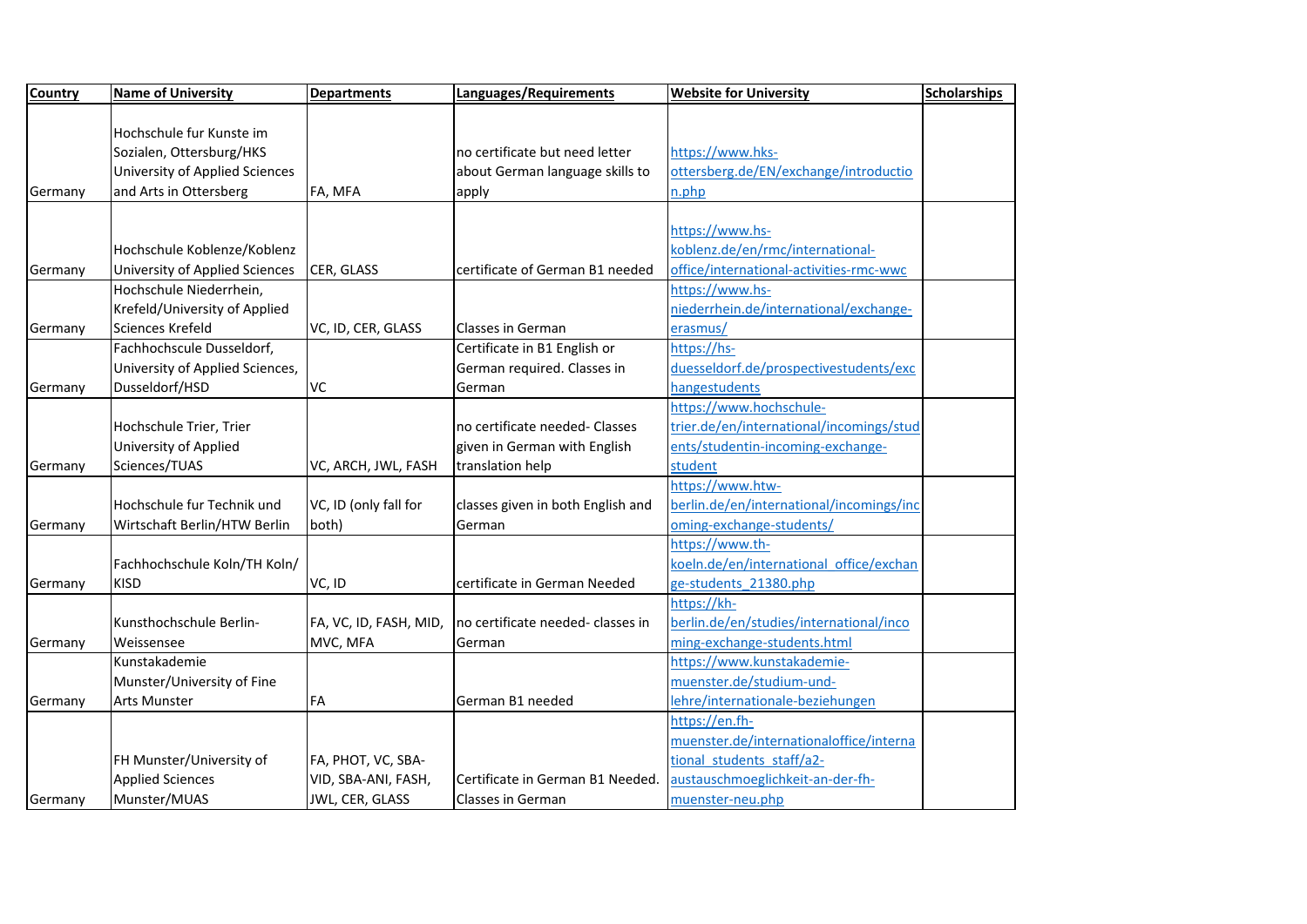| Country | Name of University | Departments | Languages/Requirements | Website for University | Scholarships |
|---|---|---|---|---|---|
| Germany | Hochschule fur Kunste im Sozialen, Ottersburg/HKS University of Applied Sciences and Arts in Ottersberg | FA, MFA | no certificate but need letter about German language skills to apply | https://www.hks-ottersberg.de/EN/exchange/introduction.php | |
| Germany | Hochschule Koblenze/Koblenz University of Applied Sciences | CER, GLASS | certificate of German B1 needed | https://www.hs-koblenz.de/en/rmc/international-office/international-activities-rmc-wwc | |
| Germany | Hochschule Niederrhein, Krefeld/University of Applied Sciences Krefeld | VC, ID, CER, GLASS | Classes in German | https://www.hs-niederrhein.de/international/exchange-erasmus/ | |
| Germany | Fachhochscule Dusseldorf, University of Applied Sciences, Dusseldorf/HSD | VC | Certificate in B1 English or German required. Classes in German | https://hs-duesseldorf.de/prospectivestudents/exchangestudents | |
| Germany | Hochschule Trier, Trier University of Applied Sciences/TUAS | VC, ARCH, JWL, FASH | no certificate needed- Classes given in German with English translation help | https://www.hochschule-trier.de/en/international/incomings/students/studentin-incoming-exchange-student | |
| Germany | Hochschule fur Technik und Wirtschaft Berlin/HTW Berlin | VC, ID (only fall for both) | classes given in both English and German | https://www.htw-berlin.de/en/international/incomings/incoming-exchange-students/ | |
| Germany | Fachhochschule Koln/TH Koln/ KISD | VC, ID | certificate in German Needed | https://www.th-koeln.de/en/international_office/exchange-students_21380.php | |
| Germany | Kunsthochschule Berlin-Weissensee | FA, VC, ID, FASH, MID, MVC, MFA | no certificate needed- classes in German | https://kh-berlin.de/en/studies/international/incoming-exchange-students.html | |
| Germany | Kunstakademie Munster/University of Fine Arts Munster | FA | German B1 needed | https://www.kunstakademie-muenster.de/studium-und-lehre/internationale-beziehungen | |
| Germany | FH Munster/University of Applied Sciences Munster/MUAS | FA, PHOT, VC, SBA-VID, SBA-ANI, FASH, JWL, CER, GLASS | Certificate in German B1 Needed. Classes in German | https://en.fh-muenster.de/internationaloffice/international_students_staff/a2-austauschmoeglichkeit-an-der-fh-muenster-neu.php | |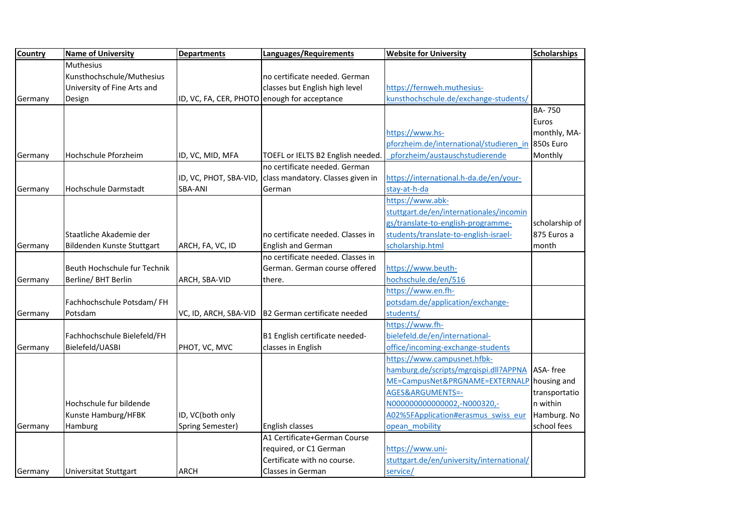| Country | Name of University | Departments | Languages/Requirements | Website for University | Scholarships |
|---|---|---|---|---|---|
| Germany | Muthesius Kunsthochschule/Muthesius University of Fine Arts and Design | ID, VC, FA, CER, PHOTO | no certificate needed. German classes but English high level enough for acceptance | https://fernweh.muthesius-kunsthochschule.de/exchange-students/ | |
| Germany | Hochschule Pforzheim | ID, VC, MID, MFA | TOEFL or IELTS B2 English needed. | https://www.hs-pforzheim.de/international/studieren_in_pforzheim/austauschstudierende | BA- 750 Euros monthly, MA- 850s Euro Monthly |
| Germany | Hochschule Darmstadt | ID, VC, PHOT, SBA-VID, SBA-ANI | no certificate needed. German class mandatory. Classes given in German | https://international.h-da.de/en/your-stay-at-h-da | |
| Germany | Staatliche Akademie der Bildenden Kunste Stuttgart | ARCH, FA, VC, ID | no certificate needed. Classes in English and German | https://www.abk-stuttgart.de/en/internationales/incomings/translate-to-english-programme-students/translate-to-english-israel-scholarship.html | scholarship of 875 Euros a month |
| Germany | Beuth Hochschule fur Technik Berline/ BHT Berlin | ARCH, SBA-VID | no certificate needed. Classes in German. German course offered there. | https://www.beuth-hochschule.de/en/516 | |
| Germany | Fachhochschule Potsdam/ FH Potsdam | VC, ID, ARCH, SBA-VID | B2 German certificate needed | https://www.en.fh-potsdam.de/application/exchange-students/ | |
| Germany | Fachhochschule Bielefeld/FH Bielefeld/UASBI | PHOT, VC, MVC | B1 English certificate needed- classes in English | https://www.fh-bielefeld.de/en/international-office/incoming-exchange-students | |
| Germany | Hochschule fur bildende Kunste Hamburg/HFBK Hamburg | ID, VC(both only Spring Semester) | English classes | https://www.campusnet.hfbk-hamburg.de/scripts/mgrqispi.dll?APPNAME=CampusNet&PRGNAME=EXTERNALPAGES&ARGUMENTS=-N000000000000002,-N000320,-A02%5FApplication#erasmus_swiss_european_mobility | ASA- free housing and transportation within Hamburg. No school fees |
| Germany | Universitat Stuttgart | ARCH | A1 Certificate+German Course required, or C1 German Certificate with no course. Classes in German | https://www.uni-stuttgart.de/en/university/international/service/ | |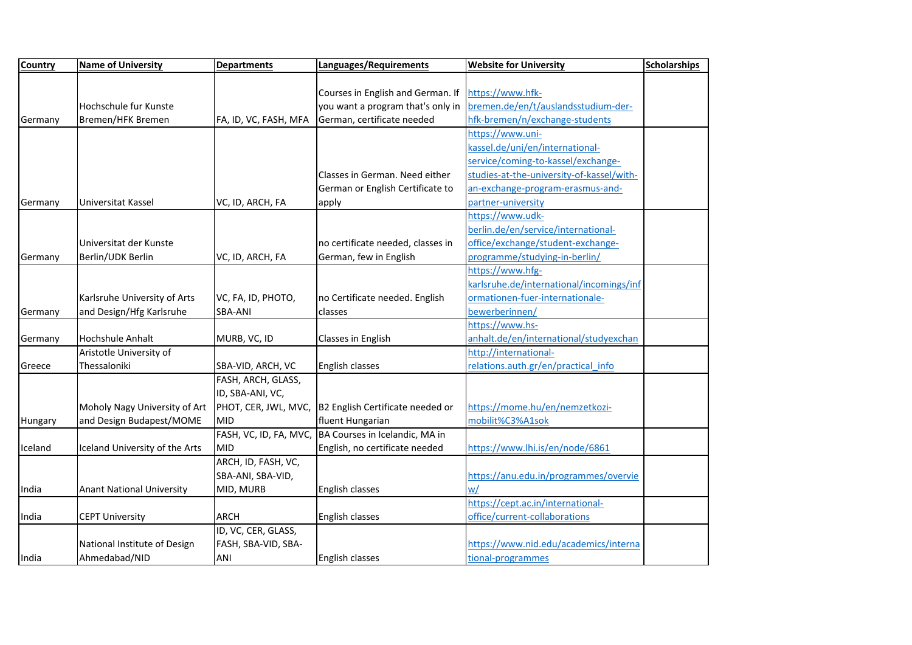| Country | Name of University | Departments | Languages/Requirements | Website for University | Scholarships |
|---|---|---|---|---|---|
| Germany | Hochschule fur Kunste Bremen/HFK Bremen | FA, ID, VC, FASH, MFA | Courses in English and German. If you want a program that's only in German, certificate needed | https://www.hfk-bremen.de/en/t/auslandsstudium-der-hfk-bremen/n/exchange-students | |
| Germany | Universitat Kassel | VC, ID, ARCH, FA | Classes in German. Need either German or English Certificate to apply | https://www.uni-kassel.de/uni/en/international-service/coming-to-kassel/exchange-studies-at-the-university-of-kassel/with-an-exchange-program-erasmus-and-partner-university | |
| Germany | Universitat der Kunste Berlin/UDK Berlin | VC, ID, ARCH, FA | no certificate needed, classes in German, few in English | https://www.udk-berlin.de/en/service/international-office/exchange/student-exchange-programme/studying-in-berlin/ | |
| Germany | Karlsruhe University of Arts and Design/Hfg Karlsruhe | VC, FA, ID, PHOTO, SBA-ANI | no Certificate needed. English classes | https://www.hfg-karlsruhe.de/international/incomings/informationen-fuer-internationale-bewerberinnen/ | |
| Germany | Hochshule Anhalt | MURB, VC, ID | Classes in English | https://www.hs-anhalt.de/en/international/studyexchan | |
| Greece | Aristotle University of Thessaloniki | SBA-VID, ARCH, VC | English classes | http://international-relations.auth.gr/en/practical_info | |
| Hungary | Moholy Nagy University of Art and Design Budapest/MOME | FASH, ARCH, GLASS, ID, SBA-ANI, VC, PHOT, CER, JWL, MVC, MID | B2 English Certificate needed or fluent Hungarian | https://mome.hu/en/nemzetkozi-mobilit%C3%A1sok | |
| Iceland | Iceland University of the Arts | FASH, VC, ID, FA, MVC, MID | BA Courses in Icelandic, MA in English, no certificate needed | https://www.lhi.is/en/node/6861 | |
| India | Anant National University | ARCH, ID, FASH, VC, SBA-ANI, SBA-VID, MID, MURB | English classes | https://anu.edu.in/programmes/overview/ | |
| India | CEPT University | ARCH | English classes | https://cept.ac.in/international-office/current-collaborations | |
| India | National Institute of Design Ahmedabad/NID | ID, VC, CER, GLASS, FASH, SBA-VID, SBA-ANI | English classes | https://www.nid.edu/academics/international-programmes | |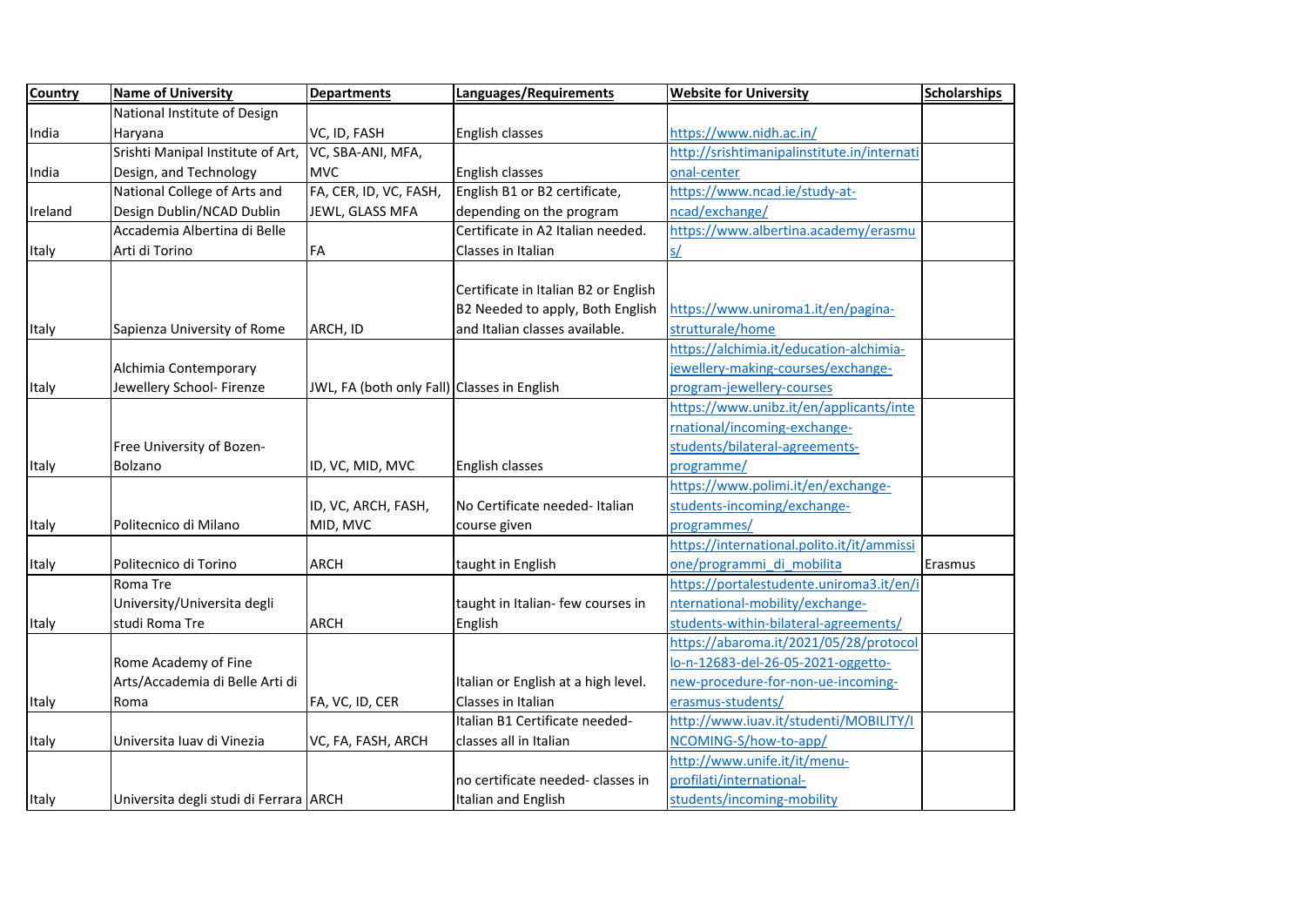| Country | Name of University | Departments | Languages/Requirements | Website for University | Scholarships |
| --- | --- | --- | --- | --- | --- |
| India | National Institute of Design Haryana | VC, ID, FASH | English classes | https://www.nidh.ac.in/ | |
| India | Srishti Manipal Institute of Art, Design, and Technology | VC, SBA-ANI, MFA, MVC | English classes | http://srishtimanipalinstitute.in/international-center | |
| Ireland | National College of Arts and Design Dublin/NCAD Dublin | FA, CER, ID, VC, FASH, JEWL, GLASS MFA | English B1 or B2 certificate, depending on the program | https://www.ncad.ie/study-at-ncad/exchange/ | |
| Italy | Accademia Albertina di Belle Arti di Torino | FA | Certificate in A2 Italian needed. Classes in Italian | https://www.albertina.academy/erasmus/ | |
| Italy | Sapienza University of Rome | ARCH, ID | Certificate in Italian B2 or English B2 Needed to apply, Both English and Italian classes available. | https://www.uniroma1.it/en/pagina-strutturale/home | |
| Italy | Alchimia Contemporary Jewellery School- Firenze | JWL, FA (both only Fall) | Classes in English | https://alchimia.it/education-alchimia-jewellery-making-courses/exchange-program-jewellery-courses | |
| Italy | Free University of Bozen-Bolzano | ID, VC, MID, MVC | English classes | https://www.unibz.it/en/applicants/international/incoming-exchange-students/bilateral-agreements-programme/ | |
| Italy | Politecnico di Milano | ID, VC, ARCH, FASH, MID, MVC | No Certificate needed- Italian course given | https://www.polimi.it/en/exchange-students-incoming/exchange-programmes/ | |
| Italy | Politecnico di Torino | ARCH | taught in English | https://international.polito.it/it/ammissione/programmi_di_mobilita | Erasmus |
| Italy | Roma Tre University/Universita degli studi Roma Tre | ARCH | taught in Italian- few courses in English | https://portalestudente.uniroma3.it/en/international-mobility/exchange-students-within-bilateral-agreements/ | |
| Italy | Rome Academy of Fine Arts/Accademia di Belle Arti di Roma | FA, VC, ID, CER | Italian or English at a high level. Classes in Italian | https://abaroma.it/2021/05/28/protocollo-n-12683-del-26-05-2021-oggetto-new-procedure-for-non-ue-incoming-erasmus-students/ | |
| Italy | Universita Iuav di Vinezia | VC, FA, FASH, ARCH | Italian B1 Certificate needed- classes all in Italian | http://www.iuav.it/studenti/MOBILITY/INCOMING-S/how-to-app/ | |
| Italy | Universita degli studi di Ferrara | ARCH | no certificate needed- classes in Italian and English | http://www.unife.it/it/menu-profilati/international-students/incoming-mobility | |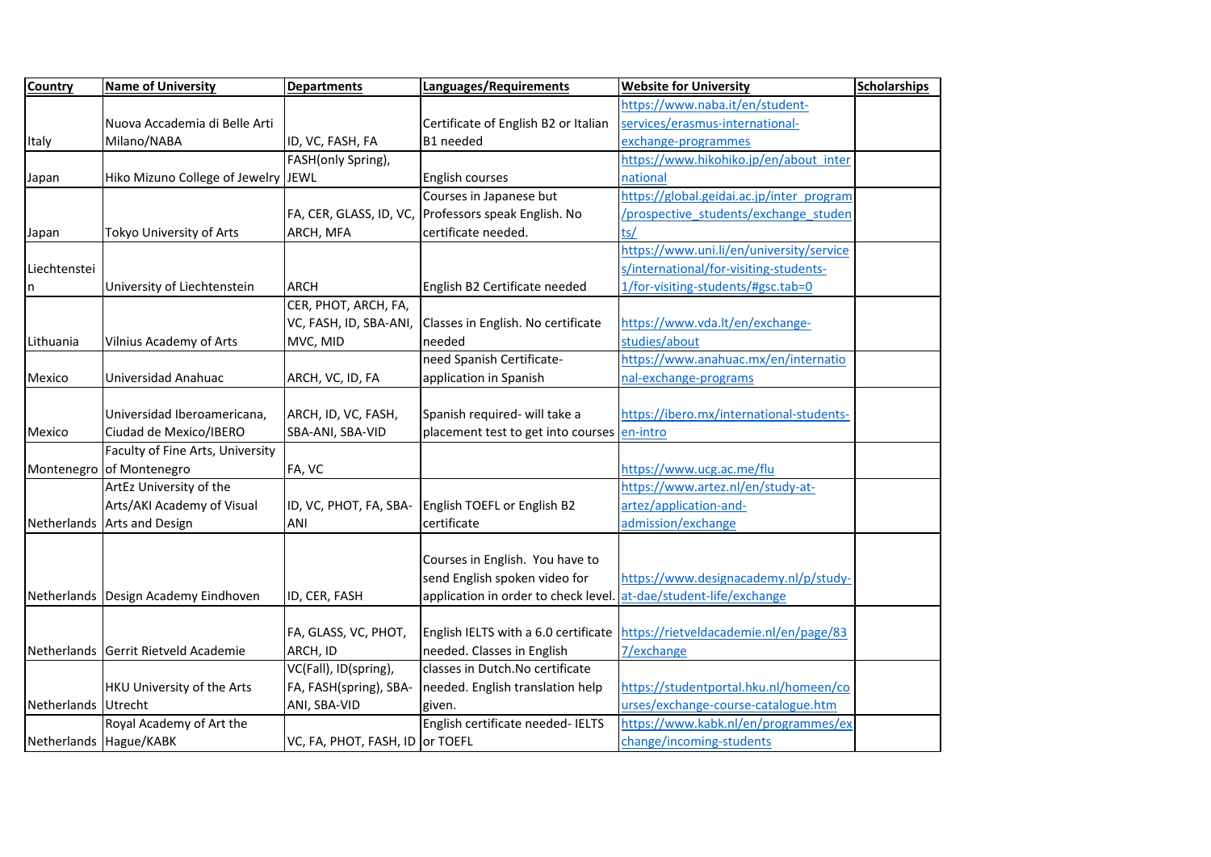| Country | Name of University | Departments | Languages/Requirements | Website for University | Scholarships |
| --- | --- | --- | --- | --- | --- |
| Italy | Nuova Accademia di Belle Arti Milano/NABA | ID, VC, FASH, FA | Certificate of English B2 or Italian B1 needed | https://www.naba.it/en/student-services/erasmus-international-exchange-programmes | |
| Japan | Hiko Mizuno College of Jewelry | FASH(only Spring), JEWL | English courses | https://www.hikohiko.jp/en/about_international | |
| Japan | Tokyo University of Arts | FA, CER, GLASS, ID, VC, ARCH, MFA | Courses in Japanese but Professors speak English. No certificate needed. | https://global.geidai.ac.jp/inter_program/prospective_students/exchange_students/ | |
| Liechtenstein | University of Liechtenstein | ARCH | English B2 Certificate needed | https://www.uni.li/en/university/services/international/for-visiting-students-1/for-visiting-students/#gsc.tab=0 | |
| Lithuania | Vilnius Academy of Arts | CER, PHOT, ARCH, FA, VC, FASH, ID, SBA-ANI, MVC, MID | Classes in English. No certificate needed | https://www.vda.lt/en/exchange-studies/about | |
| Mexico | Universidad Anahuac | ARCH, VC, ID, FA | need Spanish Certificate- application in Spanish | https://www.anahuac.mx/en/international-exchange-programs | |
| Mexico | Universidad Iberoamericana, Ciudad de Mexico/IBERO | ARCH, ID, VC, FASH, SBA-ANI, SBA-VID | Spanish required- will take a placement test to get into courses | https://ibero.mx/international-students-en-intro | |
| Montenegro | Faculty of Fine Arts, University of Montenegro | FA, VC | | https://www.ucg.ac.me/flu | |
| Netherlands | ArtEz University of the Arts/AKI Academy of Visual Arts and Design | ID, VC, PHOT, FA, SBA-ANI | English TOEFL or English B2 certificate | https://www.artez.nl/en/study-at-artez/application-and-admission/exchange | |
| Netherlands | Design Academy Eindhoven | ID, CER, FASH | Courses in English. You have to send English spoken video for application in order to check level. | https://www.designacademy.nl/p/study-at-dae/student-life/exchange | |
| Netherlands | Gerrit Rietveld Academie | FA, GLASS, VC, PHOT, ARCH, ID | English IELTS with a 6.0 certificate needed. Classes in English | https://rietveldacademie.nl/en/page/837/exchange | |
| Netherlands | HKU University of the Arts Utrecht | VC(Fall), ID(spring), FA, FASH(spring), SBA-ANI, SBA-VID | classes in Dutch.No certificate needed. English translation help given. | https://studentportal.hku.nl/homeen/courses/exchange-course-catalogue.htm | |
| Netherlands | Royal Academy of Art the Hague/KABK | VC, FA, PHOT, FASH, ID | English certificate needed- IELTS or TOEFL | https://www.kabk.nl/en/programmes/exchange/incoming-students | |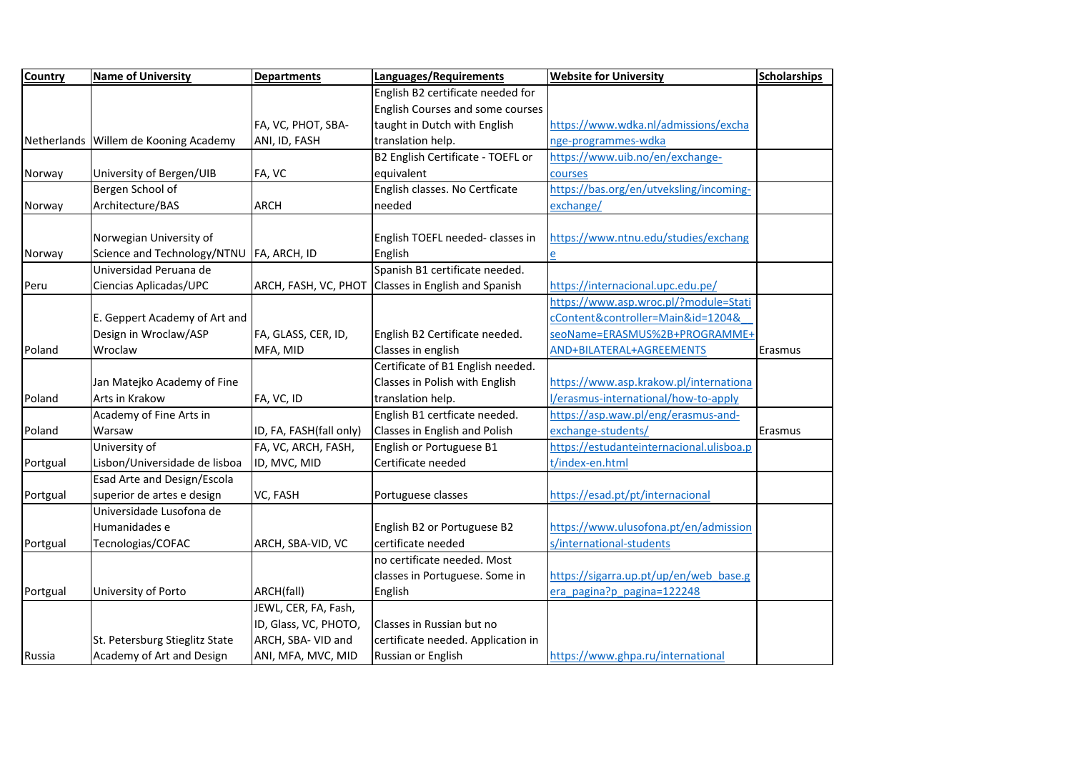| Country | Name of University | Departments | Languages/Requirements | Website for University | Scholarships |
|---|---|---|---|---|---|
| Netherlands | Willem de Kooning Academy | FA, VC, PHOT, SBA-ANI, ID, FASH | English B2 certificate needed for English Courses and some courses taught in Dutch with English translation help. | https://www.wdka.nl/admissions/exchange-programmes-wdka | |
| Norway | University of Bergen/UIB | FA, VC | B2 English Certificate - TOEFL or equivalent | https://www.uib.no/en/exchange-courses | |
| Norway | Bergen School of Architecture/BAS | ARCH | English classes. No Certficate needed | https://bas.org/en/utveksling/incoming-exchange/ | |
| Norway | Norwegian University of Science and Technology/NTNU | FA, ARCH, ID | English TOEFL needed- classes in English | https://www.ntnu.edu/studies/exchange | |
| Peru | Universidad Peruana de Ciencias Aplicadas/UPC | ARCH, FASH, VC, PHOT | Spanish B1 certificate needed. Classes in English and Spanish | https://internacional.upc.edu.pe/ | |
| Poland | E. Geppert Academy of Art and Design in Wroclaw/ASP Wroclaw | FA, GLASS, CER, ID, MFA, MID | English B2 Certificate needed. Classes in english | https://www.asp.wroc.pl/?module=StaticContent&controller=Main&id=1204&__seoName=ERASMUS%2B+PROGRAMME+AND+BILATERAL+AGREEMENTS | Erasmus |
| Poland | Jan Matejko Academy of Fine Arts in Krakow | FA, VC, ID | Certificate of B1 English needed. Classes in Polish with English translation help. | https://www.asp.krakow.pl/international/erasmus-international/how-to-apply | |
| Poland | Academy of Fine Arts in Warsaw | ID, FA, FASH(fall only) | English B1 certficate needed. Classes in English and Polish | https://asp.waw.pl/eng/erasmus-and-exchange-students/ | Erasmus |
| Portgual | University of Lisbon/Universidade de lisboa | FA, VC, ARCH, FASH, ID, MVC, MID | English or Portuguese B1 Certificate needed | https://estudanteinternacional.ulisboa.pt/index-en.html | |
| Portgual | Esad Arte and Design/Escola superior de artes e design | VC, FASH | Portuguese classes | https://esad.pt/pt/internacional | |
| Portgual | Universidade Lusofona de Humanidades e Tecnologias/COFAC | ARCH, SBA-VID, VC | English B2 or Portuguese B2 certificate needed | https://www.ulusofona.pt/en/admissions/international-students | |
| Portgual | University of Porto | ARCH(fall) | no certificate needed. Most classes in Portuguese. Some in English | https://sigarra.up.pt/up/en/web_base.gera_pagina?p_pagina=122248 | |
| Russia | St. Petersburg Stieglitz State Academy of Art and Design | JEWL, CER, FA, Fash, ID, Glass, VC, PHOTO, ARCH, SBA- VID and ANI, MFA, MVC, MID | Classes in Russian but no certificate needed. Application in Russian or English | https://www.ghpa.ru/international | |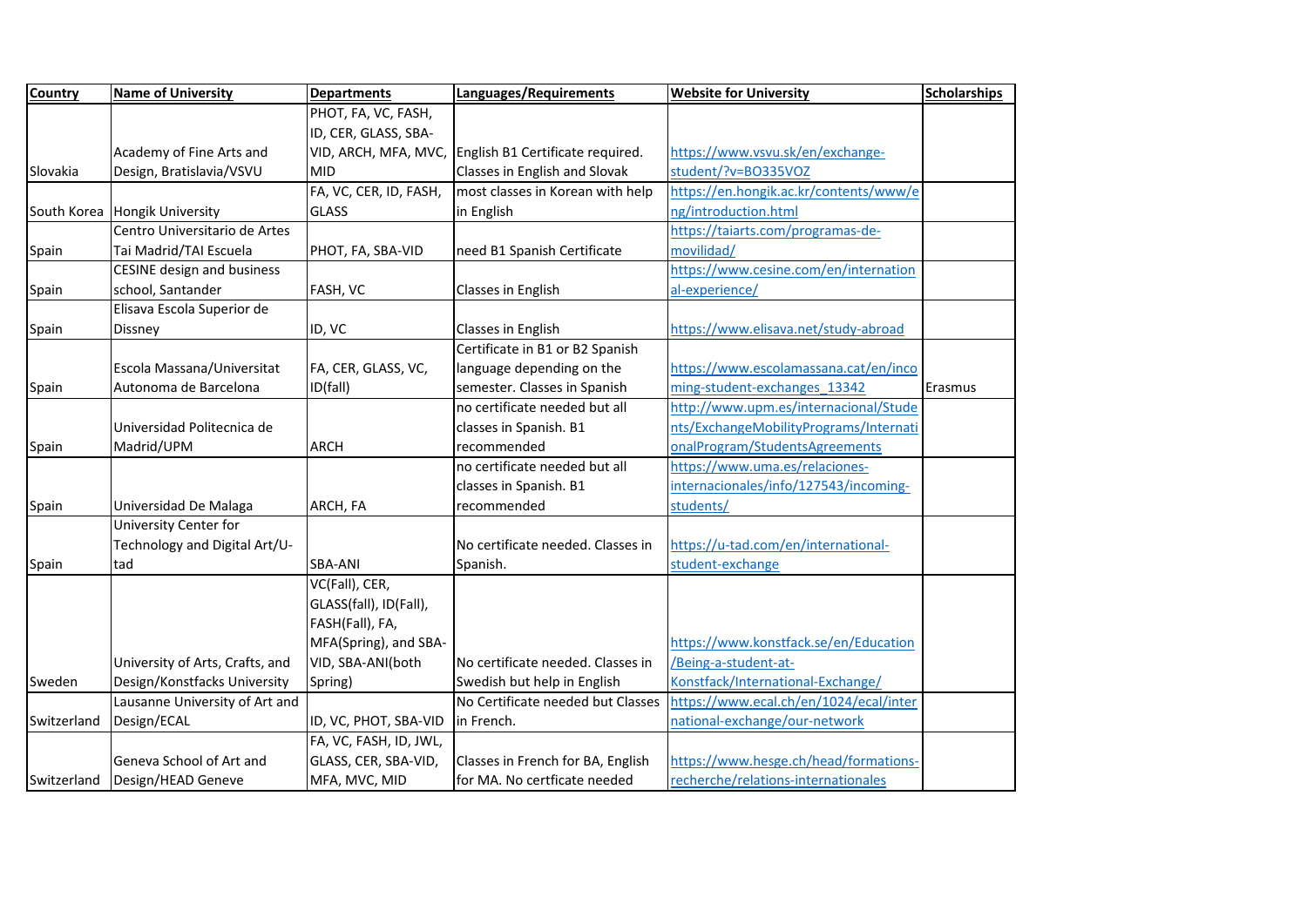| Country | Name of University | Departments | Languages/Requirements | Website for University | Scholarships |
| --- | --- | --- | --- | --- | --- |
| Slovakia | Academy of Fine Arts and Design, Bratislavia/VSVU | PHOT, FA, VC, FASH, ID, CER, GLASS, SBA-VID, ARCH, MFA, MVC, MID | English B1 Certificate required. Classes in English and Slovak | https://www.vsvu.sk/en/exchange-student/?v=BO335VOZ | |
| South Korea | Hongik University | FA, VC, CER, ID, FASH, GLASS | most classes in Korean with help in English | https://en.hongik.ac.kr/contents/www/eng/introduction.html | |
| Spain | Centro Universitario de Artes Tai Madrid/TAI Escuela | PHOT, FA, SBA-VID | need B1 Spanish Certificate | https://taiarts.com/programas-de-movilidad/ | |
| Spain | CESINE design and business school, Santander | FASH, VC | Classes in English | https://www.cesine.com/en/international-experience/ | |
| Spain | Elisava Escola Superior de Dissney | ID, VC | Classes in English | https://www.elisava.net/study-abroad | |
| Spain | Escola Massana/Universitat Autonoma de Barcelona | FA, CER, GLASS, VC, ID(fall) | Certificate in B1 or B2 Spanish language depending on the semester. Classes in Spanish | https://www.escolamassana.cat/en/incoming-student-exchanges_13342 | Erasmus |
| Spain | Universidad Politecnica de Madrid/UPM | ARCH | no certificate needed but all classes in Spanish. B1 recommended | http://www.upm.es/internacional/Students/ExchangeMobilityPrograms/InternationalProgram/StudentsAgreements | |
| Spain | Universidad De Malaga | ARCH, FA | no certificate needed but all classes in Spanish. B1 recommended | https://www.uma.es/relaciones-internacionales/info/127543/incoming-students/ | |
| Spain | University Center for Technology and Digital Art/U-tad | SBA-ANI | No certificate needed. Classes in Spanish. | https://u-tad.com/en/international-student-exchange | |
| Sweden | University of Arts, Crafts, and Design/Konstfacks University | VC(Fall), CER, GLASS(fall), ID(Fall), FASH(Fall), FA, MFA(Spring), and SBA-VID, SBA-ANI(both Spring) | No certificate needed. Classes in Swedish but help in English | https://www.konstfack.se/en/Education/Being-a-student-at-Konstfack/International-Exchange/ | |
| Switzerland | Lausanne University of Art and Design/ECAL | ID, VC, PHOT, SBA-VID | No Certificate needed but Classes in French. | https://www.ecal.ch/en/1024/ecal/international-exchange/our-network | |
| Switzerland | Geneva School of Art and Design/HEAD Geneve | FA, VC, FASH, ID, JWL, GLASS, CER, SBA-VID, MFA, MVC, MID | Classes in French for BA, English for MA. No certficate needed | https://www.hesge.ch/head/formations-recherche/relations-internationales | |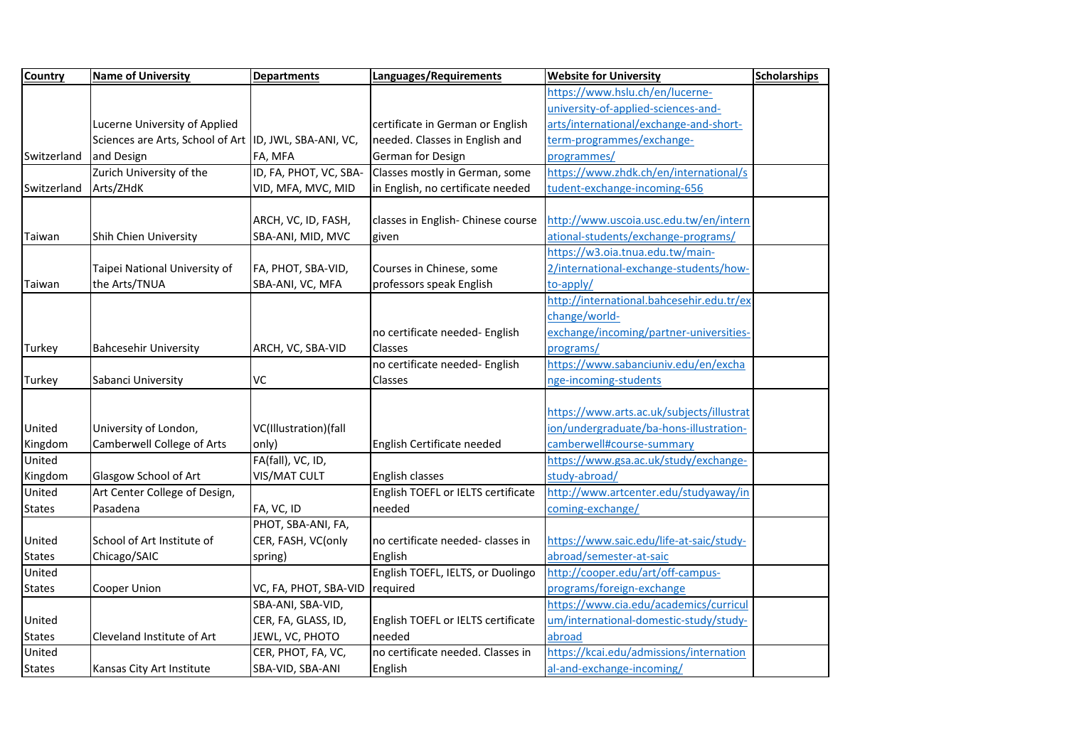| Country | Name of University | Departments | Languages/Requirements | Website for University | Scholarships |
|---|---|---|---|---|---|
| Switzerland | Lucerne University of Applied Sciences are Arts, School of Art and Design | ID, JWL, SBA-ANI, VC, FA, MFA | certificate in German or English needed. Classes in English and German for Design | https://www.hslu.ch/en/lucerne-university-of-applied-sciences-and-arts/international/exchange-and-short-term-programmes/exchange-programmes/ | |
| Switzerland | Zurich University of the Arts/ZHdK | ID, FA, PHOT, VC, SBA-VID, MFA, MVC, MID | Classes mostly in German, some in English, no certificate needed | https://www.zhdk.ch/en/international/student-exchange-incoming-656 | |
| Taiwan | Shih Chien University | ARCH, VC, ID, FASH, SBA-ANI, MID, MVC | classes in English- Chinese course given | http://www.uscoia.usc.edu.tw/en/international-students/exchange-programs/ | |
| Taiwan | Taipei National University of the Arts/TNUA | FA, PHOT, SBA-VID, SBA-ANI, VC, MFA | Courses in Chinese, some professors speak English | https://w3.oia.tnua.edu.tw/main-2/international-exchange-students/how-to-apply/ | |
| Turkey | Bahcesehir University | ARCH, VC, SBA-VID | no certificate needed- English Classes | http://international.bahcesehir.edu.tr/exchange/world-exchange/incoming/partner-universities-programs/ | |
| Turkey | Sabanci University | VC | no certificate needed- English Classes | https://www.sabanciuniv.edu/en/exchange-incoming-students | |
| United Kingdom | University of London, Camberwell College of Arts | VC(Illustration)(fall only) | English Certificate needed | https://www.arts.ac.uk/subjects/illustration/undergraduate/ba-hons-illustration-camberwell#course-summary | |
| United Kingdom | Glasgow School of Art | FA(fall), VC, ID, VIS/MAT CULT | English classes | https://www.gsa.ac.uk/study/exchange-study-abroad/ | |
| United States | Art Center College of Design, Pasadena | FA, VC, ID | English TOEFL or IELTS certificate needed | http://www.artcenter.edu/studyaway/incoming-exchange/ | |
| United States | School of Art Institute of Chicago/SAIC | PHOT, SBA-ANI, FA, CER, FASH, VC(only spring) | no certificate needed- classes in English | https://www.saic.edu/life-at-saic/study-abroad/semester-at-saic | |
| United States | Cooper Union | VC, FA, PHOT, SBA-VID | English TOEFL, IELTS, or Duolingo required | http://cooper.edu/art/off-campus-programs/foreign-exchange | |
| United States | Cleveland Institute of Art | SBA-ANI, SBA-VID, CER, FA, GLASS, ID, JEWL, VC, PHOTO | English TOEFL or IELTS certificate needed | https://www.cia.edu/academics/curriculum/international-domestic-study/study-abroad | |
| United States | Kansas City Art Institute | CER, PHOT, FA, VC, SBA-VID, SBA-ANI | no certificate needed. Classes in English | https://kcai.edu/admissions/international-and-exchange-incoming/ | |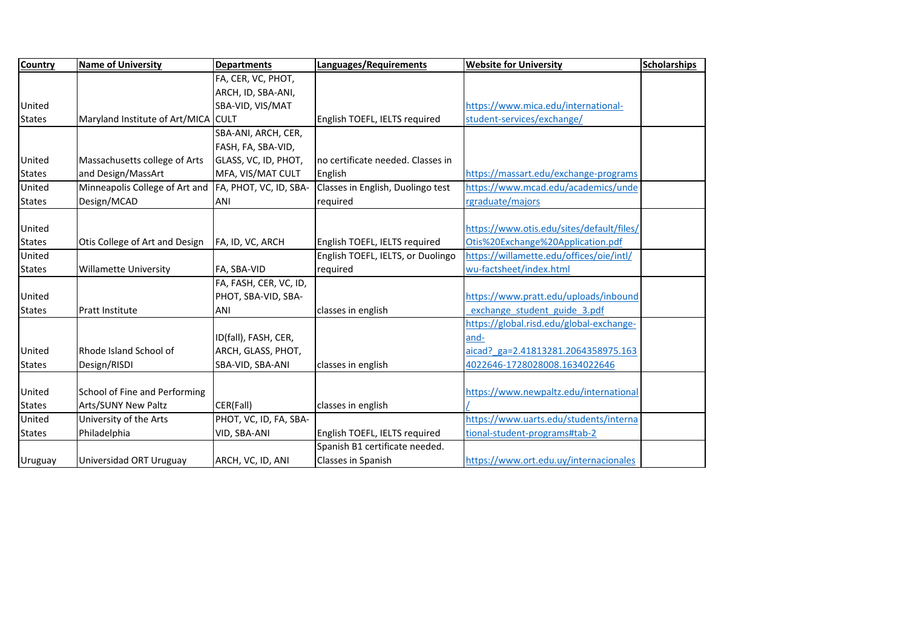| Country | Name of University | Departments | Languages/Requirements | Website for University | Scholarships |
|---|---|---|---|---|---|
| United States | Maryland Institute of Art/MICA | FA, CER, VC, PHOT, ARCH, ID, SBA-ANI, SBA-VID, VIS/MAT CULT | English TOEFL, IELTS required | https://www.mica.edu/international-student-services/exchange/ | |
| United States | Massachusetts college of Arts and Design/MassArt | SBA-ANI, ARCH, CER, FASH, FA, SBA-VID, GLASS, VC, ID, PHOT, MFA, VIS/MAT CULT | no certificate needed. Classes in English | https://massart.edu/exchange-programs | |
| United States | Minneapolis College of Art and Design/MCAD | FA, PHOT, VC, ID, SBA-ANI | Classes in English, Duolingo test required | https://www.mcad.edu/academics/undergraduate/majors | |
| United States | Otis College of Art and Design | FA, ID, VC, ARCH | English TOEFL, IELTS required | https://www.otis.edu/sites/default/files/Otis%20Exchange%20Application.pdf | |
| United States | Willamette University | FA, SBA-VID | English TOEFL, IELTS, or Duolingo required | https://willamette.edu/offices/oie/intl/wu-factsheet/index.html | |
| United States | Pratt Institute | FA, FASH, CER, VC, ID, PHOT, SBA-VID, SBA-ANI | classes in english | https://www.pratt.edu/uploads/inbound_exchange_student_guide_3.pdf | |
| United States | Rhode Island School of Design/RISDI | ID(fall), FASH, CER, ARCH, GLASS, PHOT, SBA-VID, SBA-ANI | classes in english | https://global.risd.edu/global-exchange-and-aicad?_ga=2.41813281.2064358975.1634022646-1728028008.1634022646 | |
| United States | School of Fine and Performing Arts/SUNY New Paltz | CER(Fall) | classes in english | https://www.newpaltz.edu/international/ | |
| United States | University of the Arts Philadelphia | PHOT, VC, ID, FA, SBA-VID, SBA-ANI | English TOEFL, IELTS required | https://www.uarts.edu/students/international-student-programs#tab-2 | |
| Uruguay | Universidad ORT Uruguay | ARCH, VC, ID, ANI | Spanish B1 certificate needed. Classes in Spanish | https://www.ort.edu.uy/internacionales | |